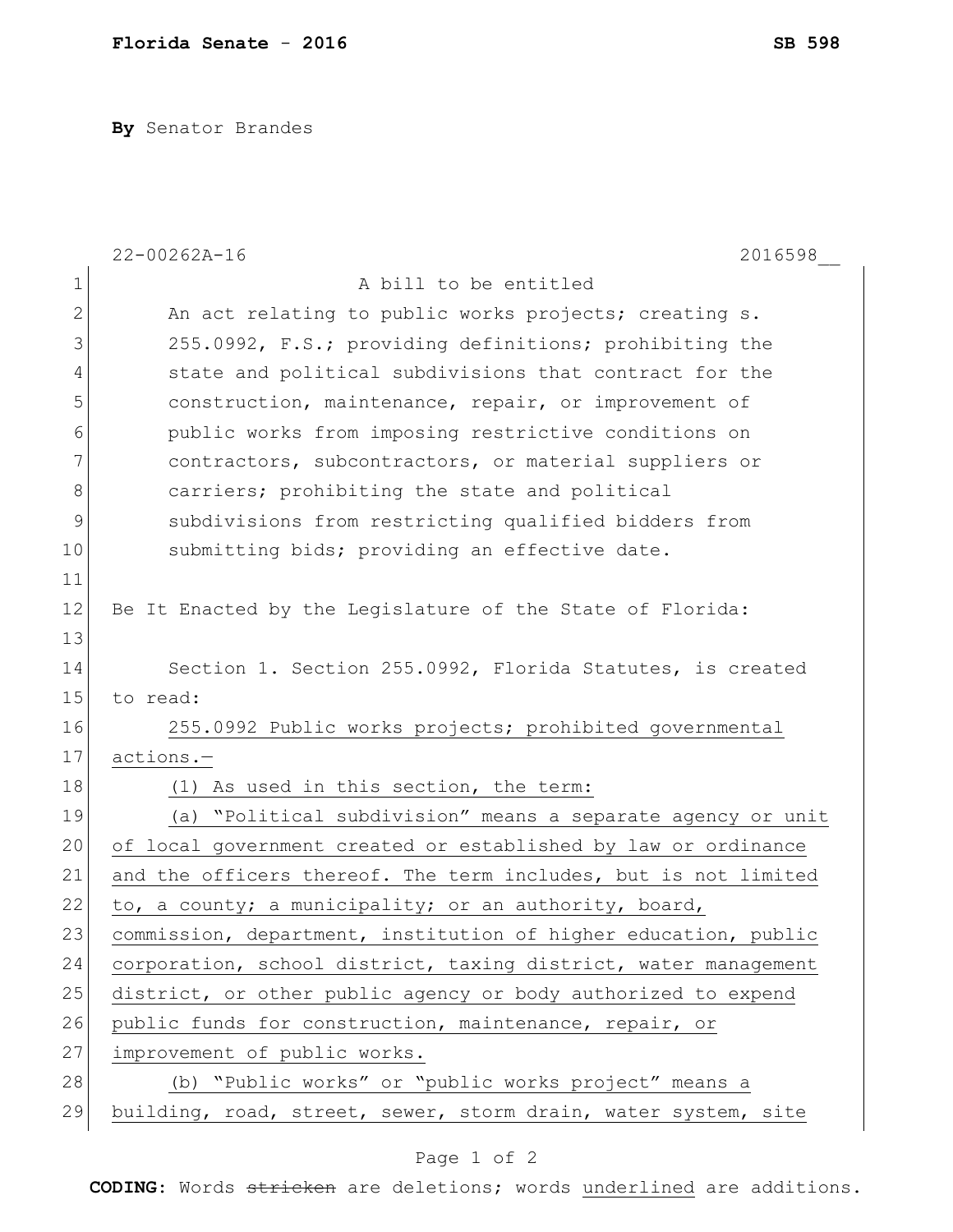**By** Senator Brandes

22-00262A-16 2016598__

A bill to be entitled

An act relating to public works projects; creating s. 255.0992, F.S.; providing definitions; prohibiting the state and political subdivisions that contract for the construction, maintenance, repair, or improvement of public works from imposing restrictive conditions on contractors, subcontractors, or material suppliers or carriers; prohibiting the state and political subdivisions from restricting qualified bidders from submitting bids; providing an effective date.

Be It Enacted by the Legislature of the State of Florida:

Section 1. Section 255.0992, Florida Statutes, is created to read:

255.0992 Public works projects; prohibited governmental actions.—

(1) As used in this section, the term:

(a) "Political subdivision" means a separate agency or unit of local government created or established by law or ordinance and the officers thereof. The term includes, but is not limited to, a county; a municipality; or an authority, board, commission, department, institution of higher education, public corporation, school district, taxing district, water management district, or other public agency or body authorized to expend public funds for construction, maintenance, repair, or improvement of public works.

(b) "Public works" or "public works project" means a building, road, street, sewer, storm drain, water system, site

**CODING:** Words ~~stricken~~ are deletions; words underlined are additions.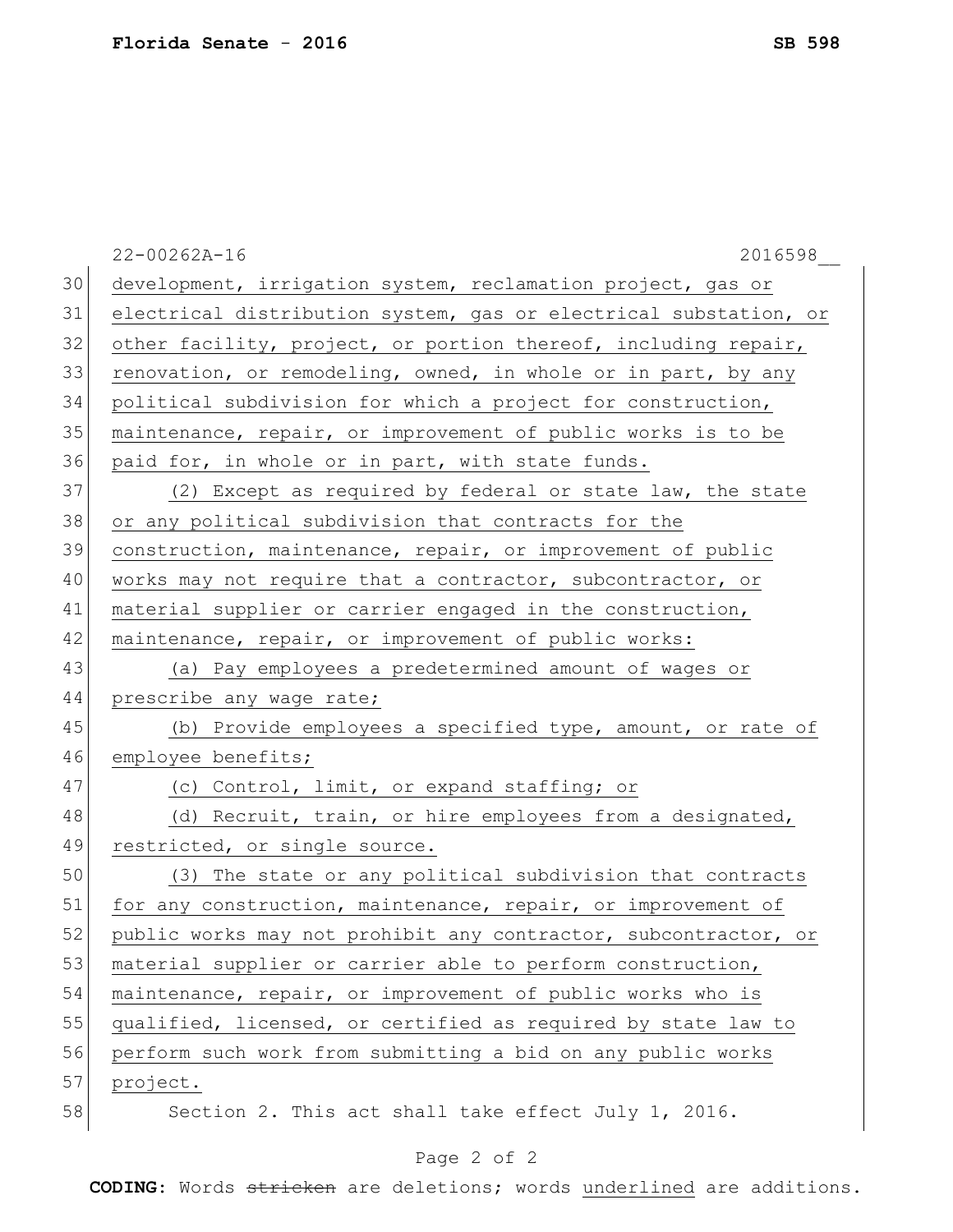development, irrigation system, reclamation project, gas or electrical distribution system, gas or electrical substation, or other facility, project, or portion thereof, including repair, renovation, or remodeling, owned, in whole or in part, by any political subdivision for which a project for construction, maintenance, repair, or improvement of public works is to be paid for, in whole or in part, with state funds.

(2) Except as required by federal or state law, the state or any political subdivision that contracts for the construction, maintenance, repair, or improvement of public works may not require that a contractor, subcontractor, or material supplier or carrier engaged in the construction, maintenance, repair, or improvement of public works:

(a) Pay employees a predetermined amount of wages or prescribe any wage rate;

(b) Provide employees a specified type, amount, or rate of employee benefits;

(c) Control, limit, or expand staffing; or

(d) Recruit, train, or hire employees from a designated, restricted, or single source.

(3) The state or any political subdivision that contracts for any construction, maintenance, repair, or improvement of public works may not prohibit any contractor, subcontractor, or material supplier or carrier able to perform construction, maintenance, repair, or improvement of public works who is qualified, licensed, or certified as required by state law to perform such work from submitting a bid on any public works project.

Section 2. This act shall take effect July 1, 2016.

**CODING:** Words ~~stricken~~ are deletions; words underlined are additions.